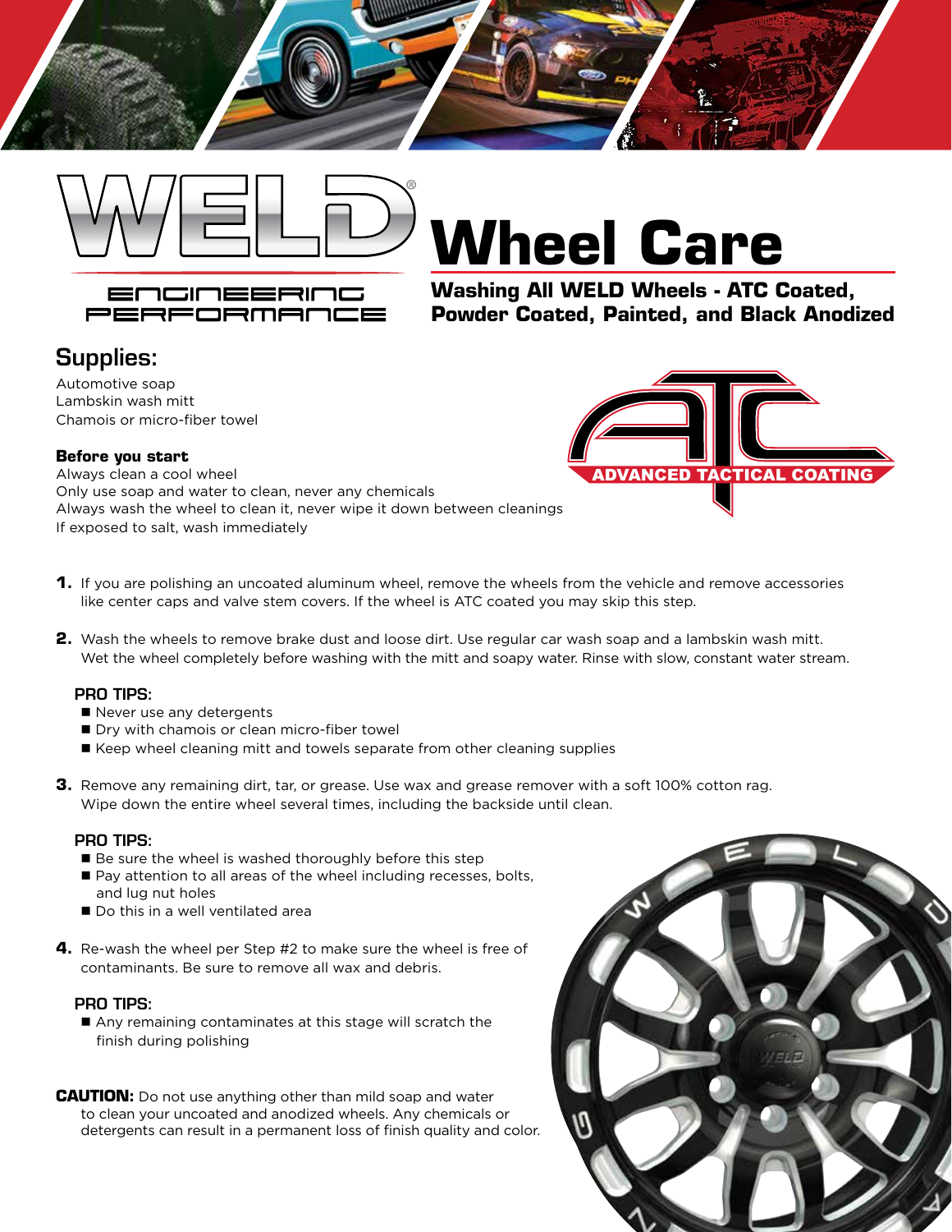# Wheel Care

## Washing All WELD Wheels - ATC Coated, Powder Coated, Painted, and Black Anodized

WELD ENGINEERING PERFORMANCE

ATC ADVANCED TACTICAL COATING

## Supplies:

Automotive soap
Lambskin wash mitt
Chamois or micro-fiber towel

**Before you start**

Always clean a cool wheel
Only use soap and water to clean, never any chemicals
Always wash the wheel to clean it, never wipe it down between cleanings
If exposed to salt, wash immediately

1. If you are polishing an uncoated aluminum wheel, remove the wheels from the vehicle and remove accessories like center caps and valve stem covers. If the wheel is ATC coated you may skip this step.

2. Wash the wheels to remove brake dust and loose dirt. Use regular car wash soap and a lambskin wash mitt. Wet the wheel completely before washing with the mitt and soapy water. Rinse with slow, constant water stream.

   **PRO TIPS:**
   - Never use any detergents
   - Dry with chamois or clean micro-fiber towel
   - Keep wheel cleaning mitt and towels separate from other cleaning supplies

3. Remove any remaining dirt, tar, or grease. Use wax and grease remover with a soft 100% cotton rag. Wipe down the entire wheel several times, including the backside until clean.

   **PRO TIPS:**
   - Be sure the wheel is washed thoroughly before this step
   - Pay attention to all areas of the wheel including recesses, bolts, and lug nut holes
   - Do this in a well ventilated area

4. Re-wash the wheel per Step #2 to make sure the wheel is free of contaminants. Be sure to remove all wax and debris.

   **PRO TIPS:**
   - Any remaining contaminates at this stage will scratch the finish during polishing

**CAUTION:** Do not use anything other than mild soap and water to clean your uncoated and anodized wheels. Any chemicals or detergents can result in a permanent loss of finish quality and color.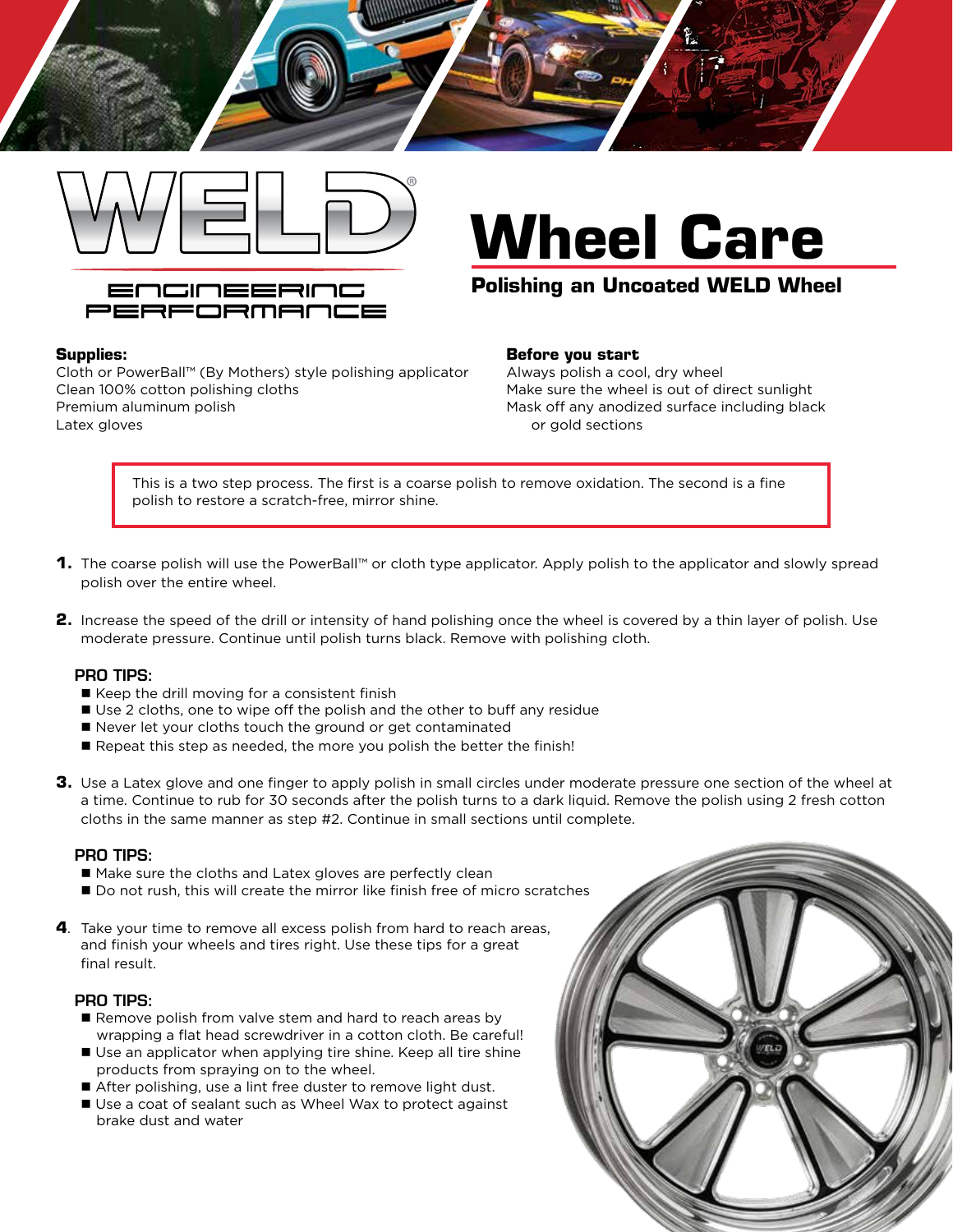# WELD

ENGINEERING PERFORMANCE

# Wheel Care

## Polishing an Uncoated WELD Wheel

**Supplies:**

Cloth or PowerBall™ (By Mothers) style polishing applicator
Clean 100% cotton polishing cloths
Premium aluminum polish
Latex gloves

**Before you start**

Always polish a cool, dry wheel
Make sure the wheel is out of direct sunlight
Mask off any anodized surface including black or gold sections

This is a two step process. The first is a coarse polish to remove oxidation. The second is a fine polish to restore a scratch-free, mirror shine.

1. The coarse polish will use the PowerBall™ or cloth type applicator. Apply polish to the applicator and slowly spread polish over the entire wheel.

2. Increase the speed of the drill or intensity of hand polishing once the wheel is covered by a thin layer of polish. Use moderate pressure. Continue until polish turns black. Remove with polishing cloth.

**PRO TIPS:**

- Keep the drill moving for a consistent finish
- Use 2 cloths, one to wipe off the polish and the other to buff any residue
- Never let your cloths touch the ground or get contaminated
- Repeat this step as needed, the more you polish the better the finish!

3. Use a Latex glove and one finger to apply polish in small circles under moderate pressure one section of the wheel at a time. Continue to rub for 30 seconds after the polish turns to a dark liquid. Remove the polish using 2 fresh cotton cloths in the same manner as step #2. Continue in small sections until complete.

**PRO TIPS:**

- Make sure the cloths and Latex gloves are perfectly clean
- Do not rush, this will create the mirror like finish free of micro scratches

4. Take your time to remove all excess polish from hard to reach areas, and finish your wheels and tires right. Use these tips for a great final result.

**PRO TIPS:**

- Remove polish from valve stem and hard to reach areas by wrapping a flat head screwdriver in a cotton cloth. Be careful!
- Use an applicator when applying tire shine. Keep all tire shine products from spraying on to the wheel.
- After polishing, use a lint free duster to remove light dust.
- Use a coat of sealant such as Wheel Wax to protect against brake dust and water